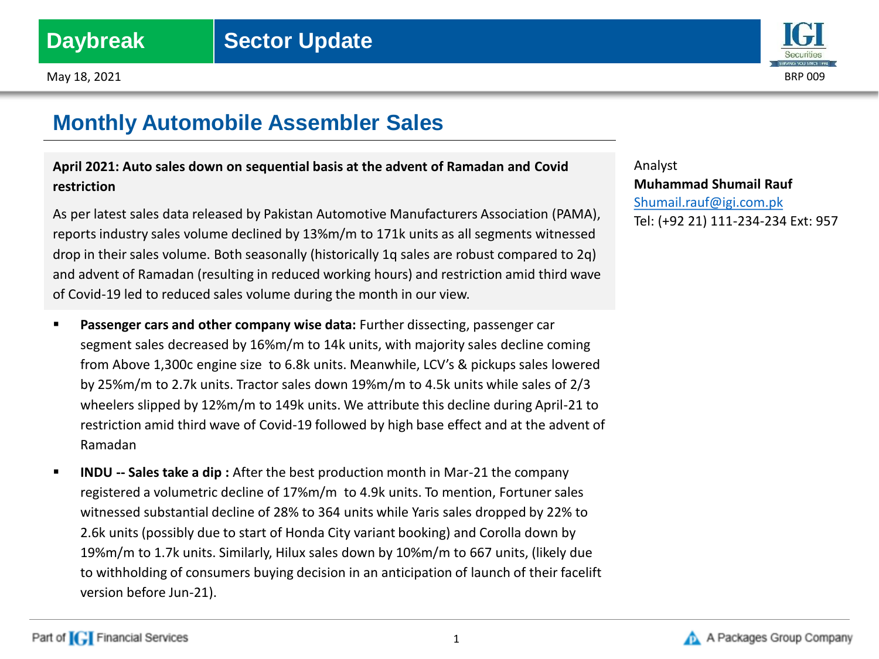**Daybreak** | **Sector Update**

May 18, 2021

BRP 009

# Monthly Automobile Assembler Sales

**April 2021: Auto sales down on sequential basis at the advent of Ramadan and Covid restriction**

As per latest sales data released by Pakistan Automotive Manufacturers Association (PAMA), reports industry sales volume declined by 13%m/m to 171k units as all segments witnessed drop in their sales volume. Both seasonally (historically 1q sales are robust compared to 2q) and advent of Ramadan (resulting in reduced working hours) and restriction amid third wave of Covid-19 led to reduced sales volume during the month in our view.

- **Passenger cars and other company wise data:** Further dissecting, passenger car segment sales decreased by 16%m/m to 14k units, with majority sales decline coming from Above 1,300c engine size to 6.8k units. Meanwhile, LCV's & pickups sales lowered by 25%m/m to 2.7k units. Tractor sales down 19%m/m to 4.5k units while sales of 2/3 wheelers slipped by 12%m/m to 149k units. We attribute this decline during April-21 to restriction amid third wave of Covid-19 followed by high base effect and at the advent of Ramadan
- **INDU -- Sales take a dip :** After the best production month in Mar-21 the company registered a volumetric decline of 17%m/m to 4.9k units. To mention, Fortuner sales witnessed substantial decline of 28% to 364 units while Yaris sales dropped by 22% to 2.6k units (possibly due to start of Honda City variant booking) and Corolla down by 19%m/m to 1.7k units. Similarly, Hilux sales down by 10%m/m to 667 units, (likely due to withholding of consumers buying decision in an anticipation of launch of their facelift version before Jun-21).

Analyst

**Muhammad Shumail Rauf**

Shumail.rauf@igi.com.pk

Tel: (+92 21) 111-234-234 Ext: 957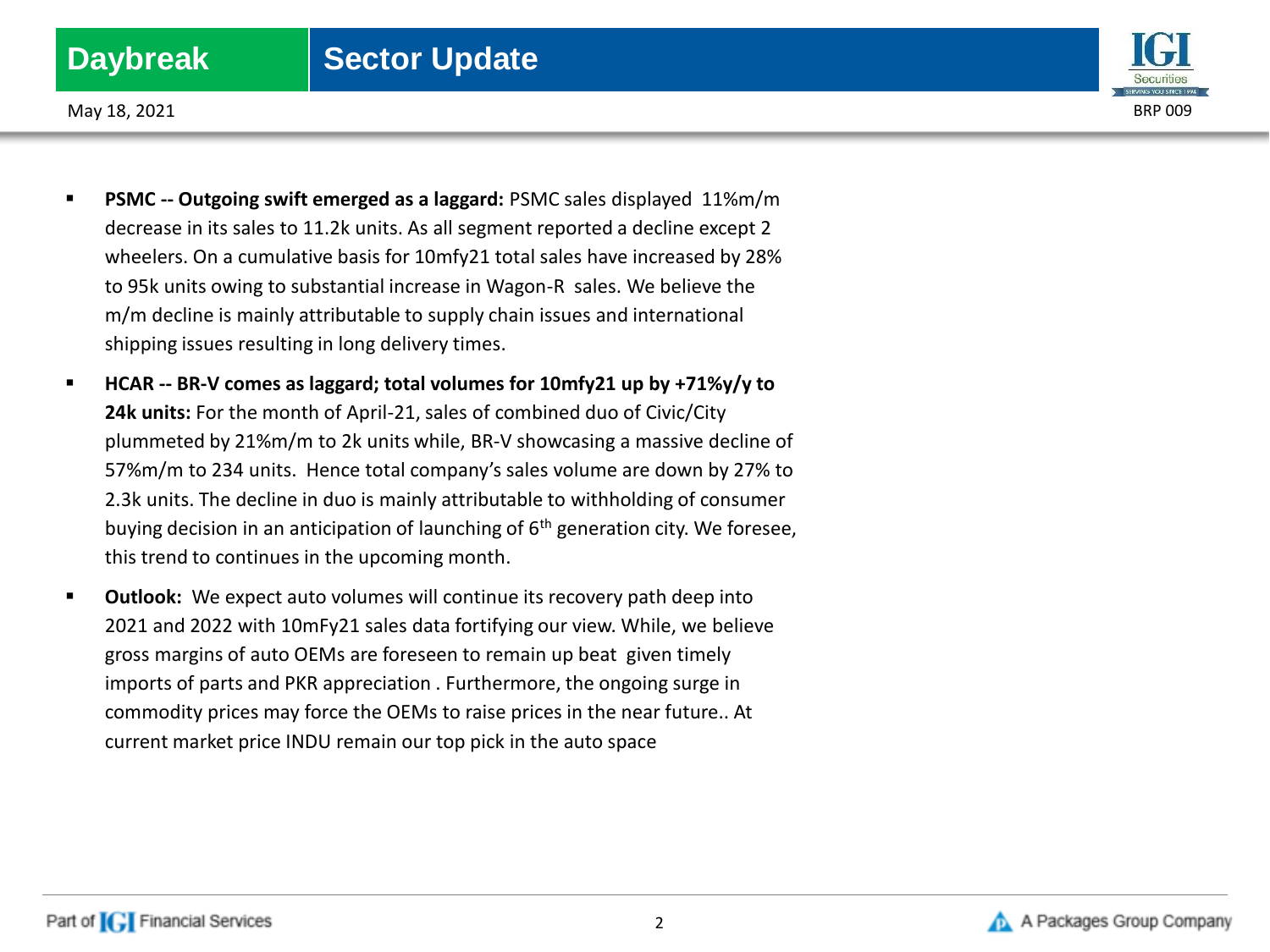- **PSMC -- Outgoing swift emerged as a laggard:** PSMC sales displayed 11%m/m decrease in its sales to 11.2k units. As all segment reported a decline except 2 wheelers. On a cumulative basis for 10mfy21 total sales have increased by 28% to 95k units owing to substantial increase in Wagon-R sales. We believe the m/m decline is mainly attributable to supply chain issues and international shipping issues resulting in long delivery times.

- **HCAR -- BR-V comes as laggard; total volumes for 10mfy21 up by +71%y/y to 24k units:** For the month of April-21, sales of combined duo of Civic/City plummeted by 21%m/m to 2k units while, BR-V showcasing a massive decline of 57%m/m to 234 units. Hence total company's sales volume are down by 27% to 2.3k units. The decline in duo is mainly attributable to withholding of consumer buying decision in an anticipation of launching of 6th generation city. We foresee, this trend to continues in the upcoming month.

- **Outlook:** We expect auto volumes will continue its recovery path deep into 2021 and 2022 with 10mFy21 sales data fortifying our view. While, we believe gross margins of auto OEMs are foreseen to remain up beat given timely imports of parts and PKR appreciation . Furthermore, the ongoing surge in commodity prices may force the OEMs to raise prices in the near future.. At current market price INDU remain our top pick in the auto space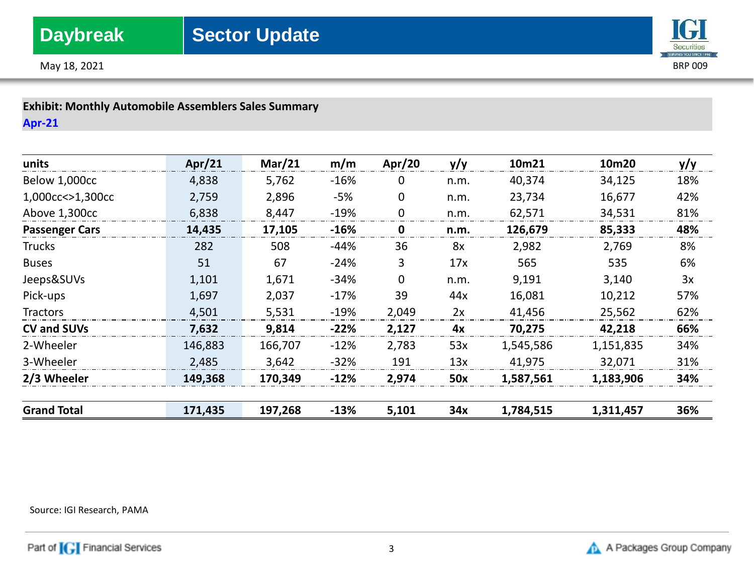**Exhibit: Monthly Automobile Assemblers Sales Summary**

**Apr-21**

| units | Apr/21 | Mar/21 | m/m | Apr/20 | y/y | 10m21 | 10m20 | y/y |
|---|---|---|---|---|---|---|---|---|
| Below 1,000cc | 4,838 | 5,762 | -16% | 0 | n.m. | 40,374 | 34,125 | 18% |
| 1,000cc<>1,300cc | 2,759 | 2,896 | -5% | 0 | n.m. | 23,734 | 16,677 | 42% |
| Above 1,300cc | 6,838 | 8,447 | -19% | 0 | n.m. | 62,571 | 34,531 | 81% |
| **Passenger Cars** | **14,435** | **17,105** | **-16%** | **0** | **n.m.** | **126,679** | **85,333** | **48%** |
| Trucks | 282 | 508 | -44% | 36 | 8x | 2,982 | 2,769 | 8% |
| Buses | 51 | 67 | -24% | 3 | 17x | 565 | 535 | 6% |
| Jeeps&SUVs | 1,101 | 1,671 | -34% | 0 | n.m. | 9,191 | 3,140 | 3x |
| Pick-ups | 1,697 | 2,037 | -17% | 39 | 44x | 16,081 | 10,212 | 57% |
| Tractors | 4,501 | 5,531 | -19% | 2,049 | 2x | 41,456 | 25,562 | 62% |
| **CV and SUVs** | **7,632** | **9,814** | **-22%** | **2,127** | **4x** | **70,275** | **42,218** | **66%** |
| 2-Wheeler | 146,883 | 166,707 | -12% | 2,783 | 53x | 1,545,586 | 1,151,835 | 34% |
| 3-Wheeler | 2,485 | 3,642 | -32% | 191 | 13x | 41,975 | 32,071 | 31% |
| **2/3 Wheeler** | **149,368** | **170,349** | **-12%** | **2,974** | **50x** | **1,587,561** | **1,183,906** | **34%** |
| **Grand Total** | **171,435** | **197,268** | **-13%** | **5,101** | **34x** | **1,784,515** | **1,311,457** | **36%** |

Source: IGI Research, PAMA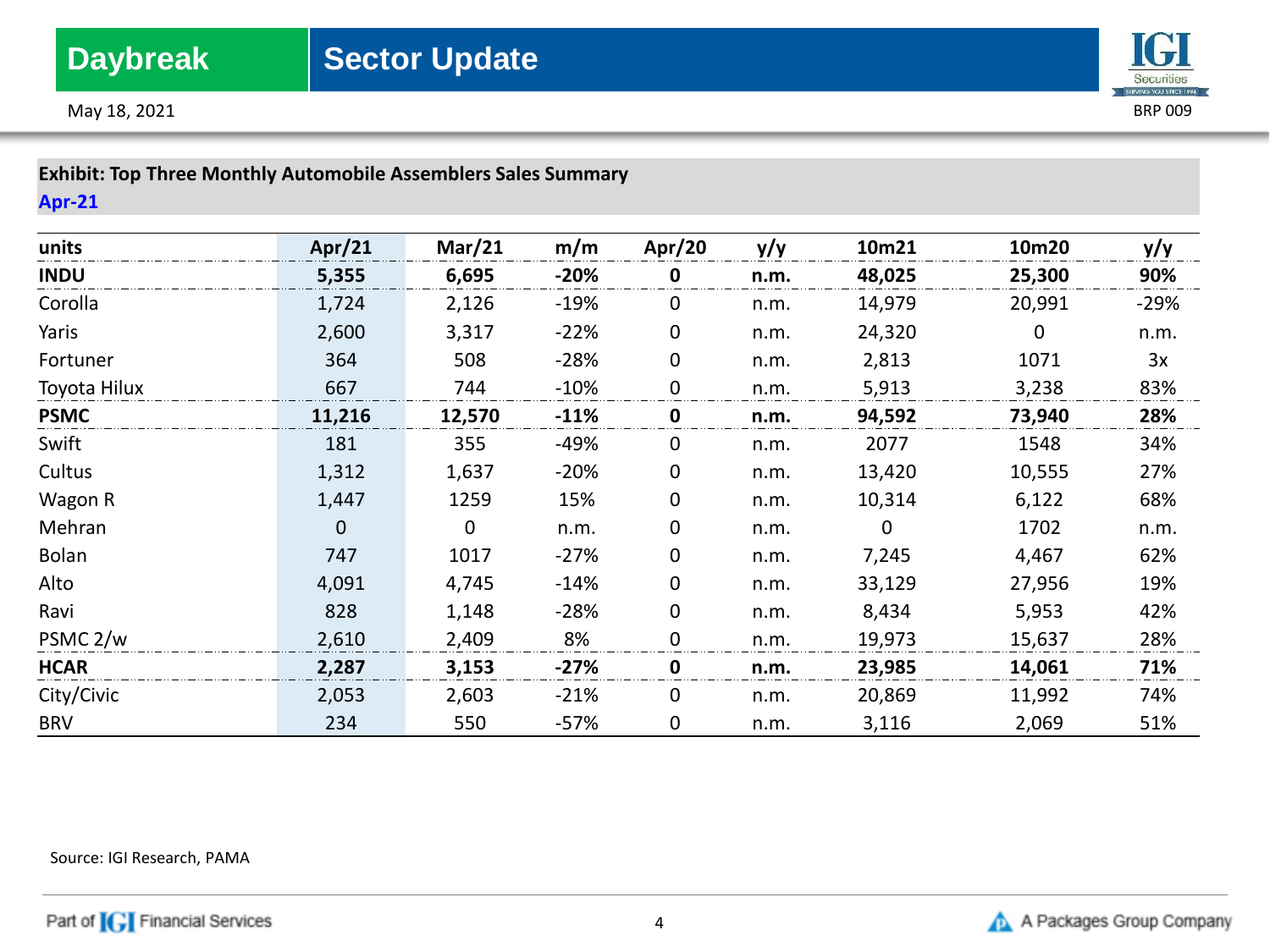**Exhibit: Top Three Monthly Automobile Assemblers Sales Summary**

**Apr-21**

| units | Apr/21 | Mar/21 | m/m | Apr/20 | y/y | 10m21 | 10m20 | y/y |
|---|---|---|---|---|---|---|---|---|
| **INDU** | **5,355** | **6,695** | **-20%** | **0** | **n.m.** | **48,025** | **25,300** | **90%** |
| Corolla | 1,724 | 2,126 | -19% | 0 | n.m. | 14,979 | 20,991 | -29% |
| Yaris | 2,600 | 3,317 | -22% | 0 | n.m. | 24,320 | 0 | n.m. |
| Fortuner | 364 | 508 | -28% | 0 | n.m. | 2,813 | 1071 | 3x |
| Toyota Hilux | 667 | 744 | -10% | 0 | n.m. | 5,913 | 3,238 | 83% |
| **PSMC** | **11,216** | **12,570** | **-11%** | **0** | **n.m.** | **94,592** | **73,940** | **28%** |
| Swift | 181 | 355 | -49% | 0 | n.m. | 2077 | 1548 | 34% |
| Cultus | 1,312 | 1,637 | -20% | 0 | n.m. | 13,420 | 10,555 | 27% |
| Wagon R | 1,447 | 1259 | 15% | 0 | n.m. | 10,314 | 6,122 | 68% |
| Mehran | 0 | 0 | n.m. | 0 | n.m. | 0 | 1702 | n.m. |
| Bolan | 747 | 1017 | -27% | 0 | n.m. | 7,245 | 4,467 | 62% |
| Alto | 4,091 | 4,745 | -14% | 0 | n.m. | 33,129 | 27,956 | 19% |
| Ravi | 828 | 1,148 | -28% | 0 | n.m. | 8,434 | 5,953 | 42% |
| PSMC 2/w | 2,610 | 2,409 | 8% | 0 | n.m. | 19,973 | 15,637 | 28% |
| **HCAR** | **2,287** | **3,153** | **-27%** | **0** | **n.m.** | **23,985** | **14,061** | **71%** |
| City/Civic | 2,053 | 2,603 | -21% | 0 | n.m. | 20,869 | 11,992 | 74% |
| BRV | 234 | 550 | -57% | 0 | n.m. | 3,116 | 2,069 | 51% |

Source: IGI Research, PAMA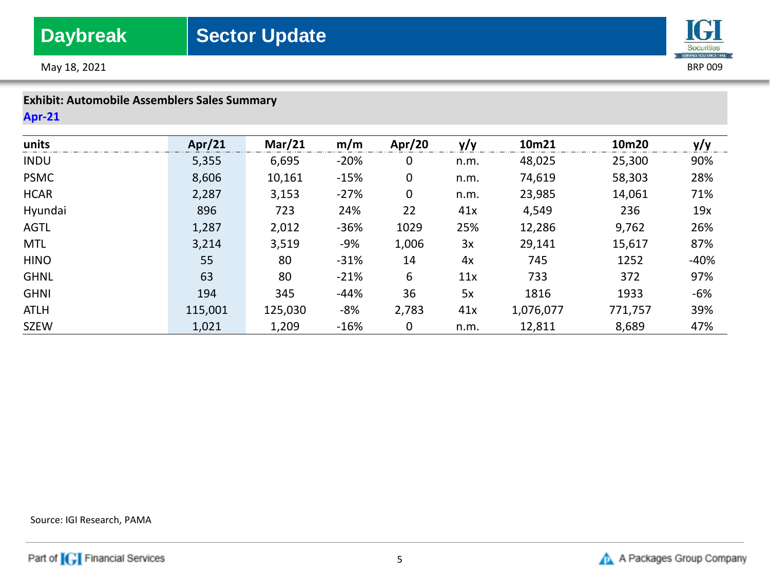**Exhibit: Automobile Assemblers Sales Summary**

**Apr-21**

| units | Apr/21 | Mar/21 | m/m | Apr/20 | y/y | 10m21 | 10m20 | y/y |
|---|---|---|---|---|---|---|---|---|
| INDU | 5,355 | 6,695 | -20% | 0 | n.m. | 48,025 | 25,300 | 90% |
| PSMC | 8,606 | 10,161 | -15% | 0 | n.m. | 74,619 | 58,303 | 28% |
| HCAR | 2,287 | 3,153 | -27% | 0 | n.m. | 23,985 | 14,061 | 71% |
| Hyundai | 896 | 723 | 24% | 22 | 41x | 4,549 | 236 | 19x |
| AGTL | 1,287 | 2,012 | -36% | 1029 | 25% | 12,286 | 9,762 | 26% |
| MTL | 3,214 | 3,519 | -9% | 1,006 | 3x | 29,141 | 15,617 | 87% |
| HINO | 55 | 80 | -31% | 14 | 4x | 745 | 1252 | -40% |
| GHNL | 63 | 80 | -21% | 6 | 11x | 733 | 372 | 97% |
| GHNI | 194 | 345 | -44% | 36 | 5x | 1816 | 1933 | -6% |
| ATLH | 115,001 | 125,030 | -8% | 2,783 | 41x | 1,076,077 | 771,757 | 39% |
| SZEW | 1,021 | 1,209 | -16% | 0 | n.m. | 12,811 | 8,689 | 47% |

Source: IGI Research, PAMA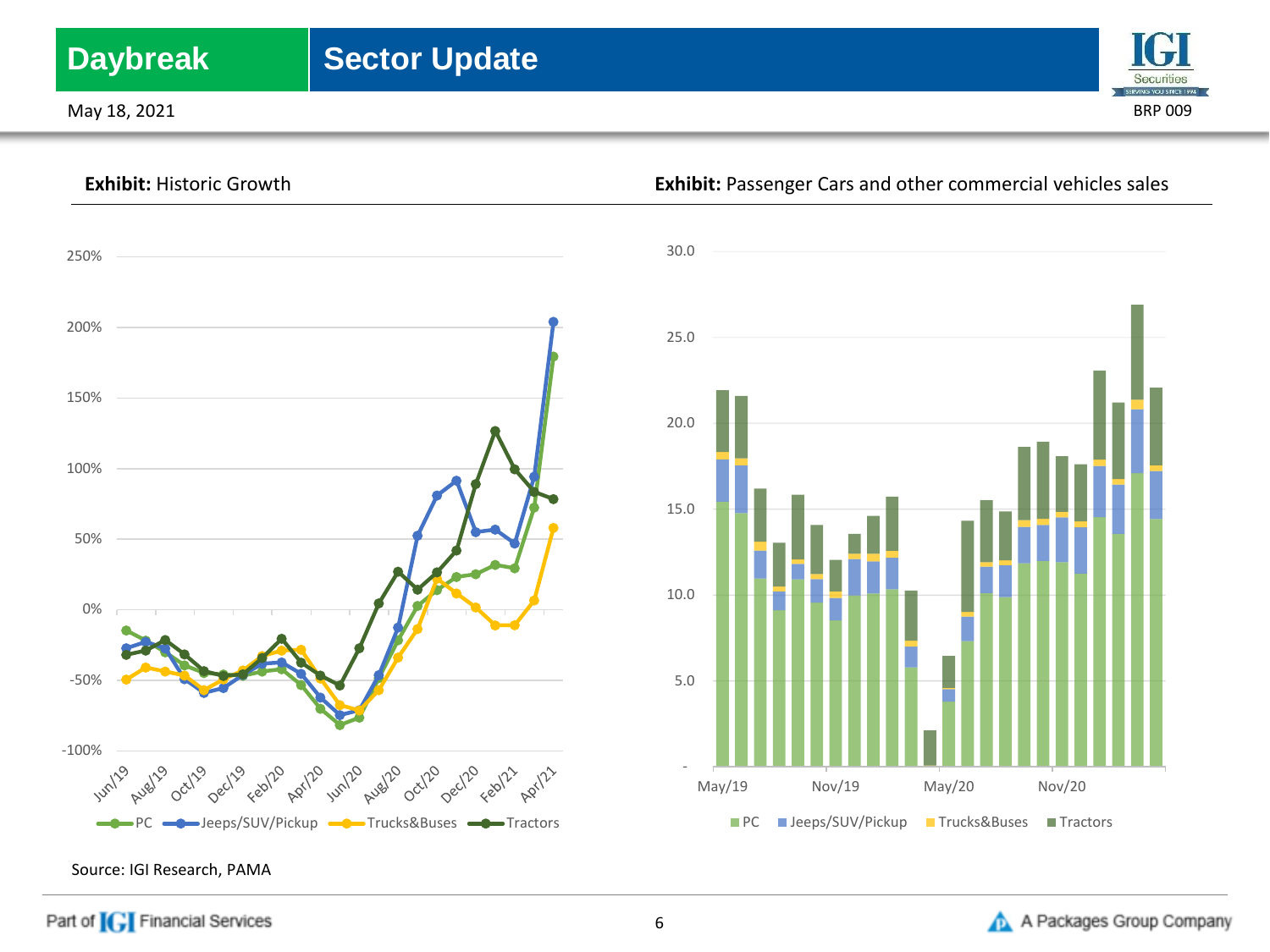**Exhibit:** Historic Growth

**Exhibit:** Passenger Cars and other commercial vehicles sales

Source: IGI Research, PAMA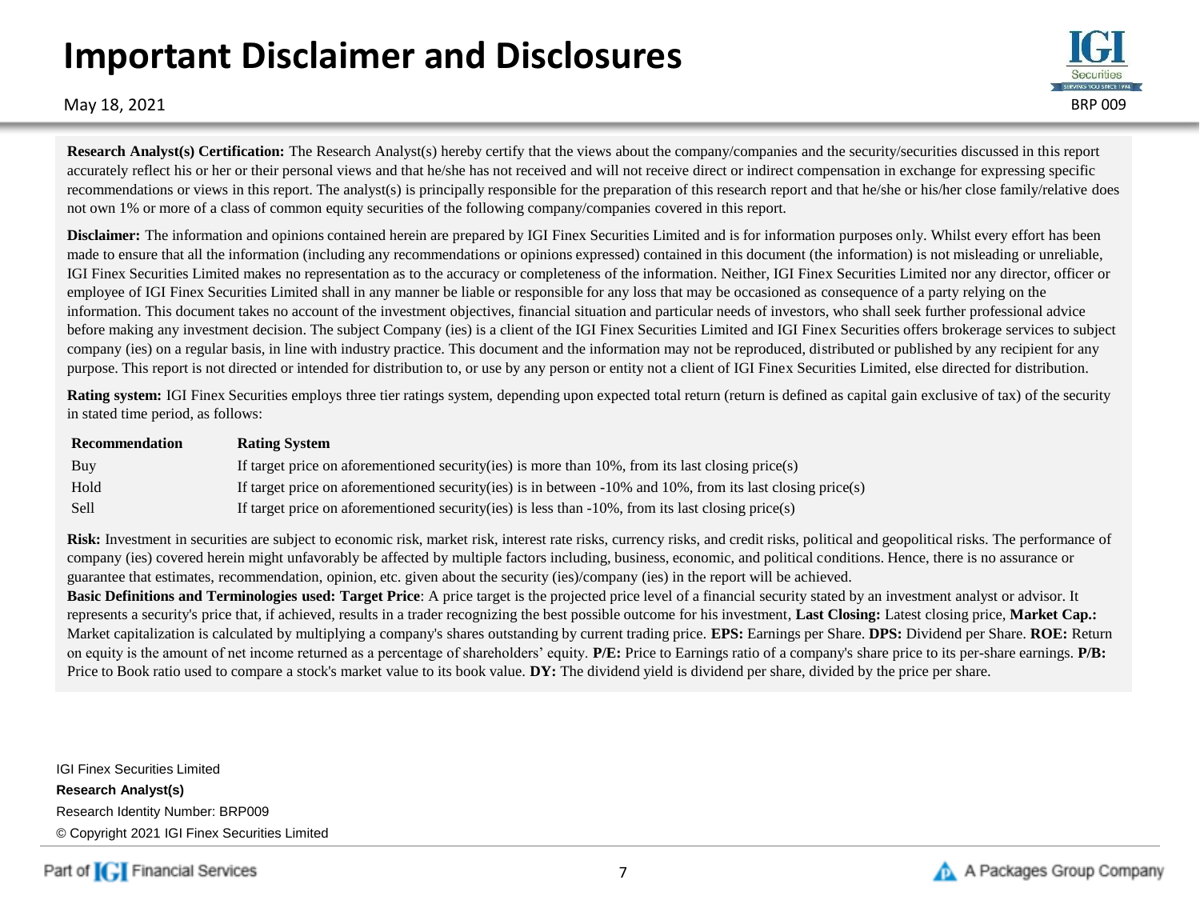# Important Disclaimer and Disclosures

May 18, 2021

BRP 009

**Research Analyst(s) Certification:** The Research Analyst(s) hereby certify that the views about the company/companies and the security/securities discussed in this report accurately reflect his or her or their personal views and that he/she has not received and will not receive direct or indirect compensation in exchange for expressing specific recommendations or views in this report. The analyst(s) is principally responsible for the preparation of this research report and that he/she or his/her close family/relative does not own 1% or more of a class of common equity securities of the following company/companies covered in this report.

**Disclaimer:** The information and opinions contained herein are prepared by IGI Finex Securities Limited and is for information purposes only. Whilst every effort has been made to ensure that all the information (including any recommendations or opinions expressed) contained in this document (the information) is not misleading or unreliable, IGI Finex Securities Limited makes no representation as to the accuracy or completeness of the information. Neither, IGI Finex Securities Limited nor any director, officer or employee of IGI Finex Securities Limited shall in any manner be liable or responsible for any loss that may be occasioned as consequence of a party relying on the information. This document takes no account of the investment objectives, financial situation and particular needs of investors, who shall seek further professional advice before making any investment decision. The subject Company (ies) is a client of the IGI Finex Securities Limited and IGI Finex Securities offers brokerage services to subject company (ies) on a regular basis, in line with industry practice. This document and the information may not be reproduced, distributed or published by any recipient for any purpose. This report is not directed or intended for distribution to, or use by any person or entity not a client of IGI Finex Securities Limited, else directed for distribution.

**Rating system:** IGI Finex Securities employs three tier ratings system, depending upon expected total return (return is defined as capital gain exclusive of tax) of the security in stated time period, as follows:

| Recommendation | Rating System |
|---|---|
| Buy | If target price on aforementioned security(ies) is more than 10%, from its last closing price(s) |
| Hold | If target price on aforementioned security(ies) is in between -10% and 10%, from its last closing price(s) |
| Sell | If target price on aforementioned security(ies) is less than -10%, from its last closing price(s) |

**Risk:** Investment in securities are subject to economic risk, market risk, interest rate risks, currency risks, and credit risks, political and geopolitical risks. The performance of company (ies) covered herein might unfavorably be affected by multiple factors including, business, economic, and political conditions. Hence, there is no assurance or guarantee that estimates, recommendation, opinion, etc. given about the security (ies)/company (ies) in the report will be achieved.

**Basic Definitions and Terminologies used: Target Price**: A price target is the projected price level of a financial security stated by an investment analyst or advisor. It represents a security's price that, if achieved, results in a trader recognizing the best possible outcome for his investment, **Last Closing:** Latest closing price, **Market Cap.:** Market capitalization is calculated by multiplying a company's shares outstanding by current trading price. **EPS:** Earnings per Share. **DPS:** Dividend per Share. **ROE:** Return on equity is the amount of net income returned as a percentage of shareholders' equity. **P/E:** Price to Earnings ratio of a company's share price to its per-share earnings. **P/B:** Price to Book ratio used to compare a stock's market value to its book value. **DY:** The dividend yield is dividend per share, divided by the price per share.

IGI Finex Securities Limited

**Research Analyst(s)**

Research Identity Number: BRP009

© Copyright 2021 IGI Finex Securities Limited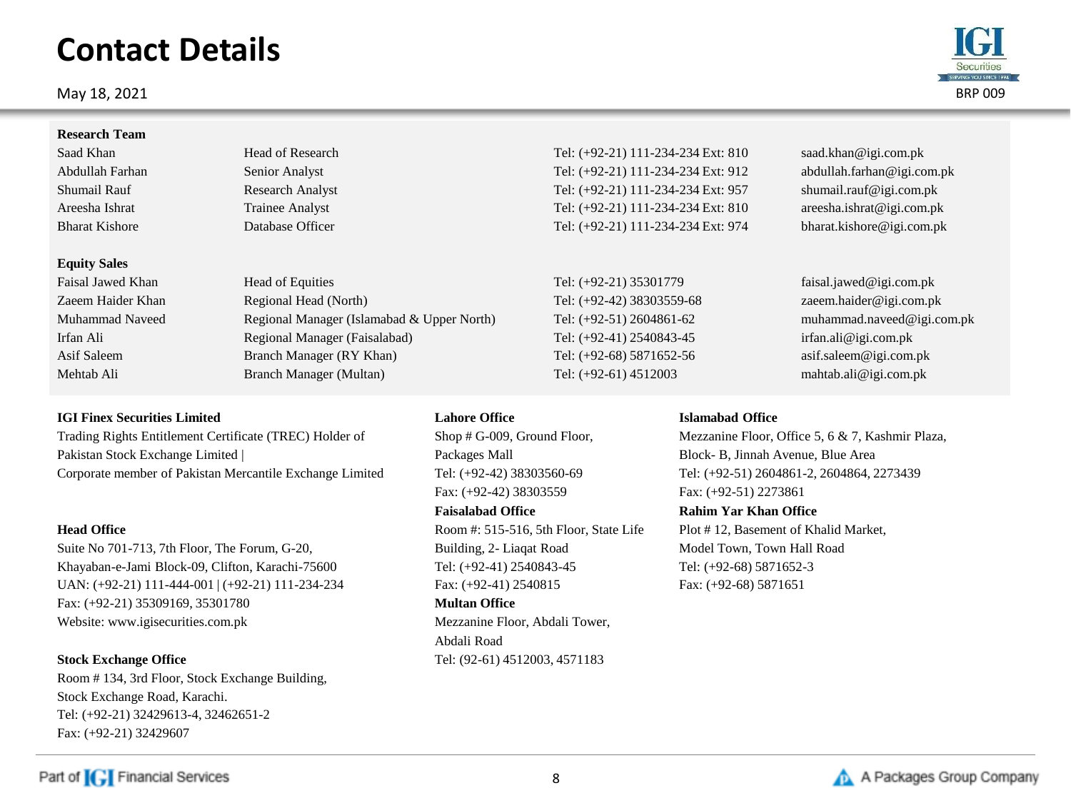# Contact Details

May 18, 2021

BRP 009

| | | | |
|---|---|---|---|
| **Research Team** | | | |
| Saad Khan | Head of Research | Tel: (+92-21) 111-234-234 Ext: 810 | saad.khan@igi.com.pk |
| Abdullah Farhan | Senior Analyst | Tel: (+92-21) 111-234-234 Ext: 912 | abdullah.farhan@igi.com.pk |
| Shumail Rauf | Research Analyst | Tel: (+92-21) 111-234-234 Ext: 957 | shumail.rauf@igi.com.pk |
| Areesha Ishrat | Trainee Analyst | Tel: (+92-21) 111-234-234 Ext: 810 | areesha.ishrat@igi.com.pk |
| Bharat Kishore | Database Officer | Tel: (+92-21) 111-234-234 Ext: 974 | bharat.kishore@igi.com.pk |
| **Equity Sales** | | | |
| Faisal Jawed Khan | Head of Equities | Tel: (+92-21) 35301779 | faisal.jawed@igi.com.pk |
| Zaeem Haider Khan | Regional Head (North) | Tel: (+92-42) 38303559-68 | zaeem.haider@igi.com.pk |
| Muhammad Naveed | Regional Manager (Islamabad & Upper North) | Tel: (+92-51) 2604861-62 | muhammad.naveed@igi.com.pk |
| Irfan Ali | Regional Manager (Faisalabad) | Tel: (+92-41) 2540843-45 | irfan.ali@igi.com.pk |
| Asif Saleem | Branch Manager (RY Khan) | Tel: (+92-68) 5871652-56 | asif.saleem@igi.com.pk |
| Mehtab Ali | Branch Manager (Multan) | Tel: (+92-61) 4512003 | mahtab.ali@igi.com.pk |

**IGI Finex Securities Limited**
Trading Rights Entitlement Certificate (TREC) Holder of Pakistan Stock Exchange Limited |
Corporate member of Pakistan Mercantile Exchange Limited

**Head Office**
Suite No 701-713, 7th Floor, The Forum, G-20,
Khayaban-e-Jami Block-09, Clifton, Karachi-75600
UAN: (+92-21) 111-444-001 | (+92-21) 111-234-234
Fax: (+92-21) 35309169, 35301780
Website: www.igisecurities.com.pk

**Stock Exchange Office**
Room # 134, 3rd Floor, Stock Exchange Building,
Stock Exchange Road, Karachi.
Tel: (+92-21) 32429613-4, 32462651-2
Fax: (+92-21) 32429607

**Lahore Office**
Shop # G-009, Ground Floor,
Packages Mall
Tel: (+92-42) 38303560-69
Fax: (+92-42) 38303559

**Faisalabad Office**
Room #: 515-516, 5th Floor, State Life
Building, 2- Liaqat Road
Tel: (+92-41) 2540843-45
Fax: (+92-41) 2540815

**Multan Office**
Mezzanine Floor, Abdali Tower,
Abdali Road
Tel: (92-61) 4512003, 4571183

**Islamabad Office**
Mezzanine Floor, Office 5, 6 & 7, Kashmir Plaza,
Block- B, Jinnah Avenue, Blue Area
Tel: (+92-51) 2604861-2, 2604864, 2273439
Fax: (+92-51) 2273861

**Rahim Yar Khan Office**
Plot # 12, Basement of Khalid Market,
Model Town, Town Hall Road
Tel: (+92-68) 5871652-3
Fax: (+92-68) 5871651

Part of IGI Financial Services

A Packages Group Company